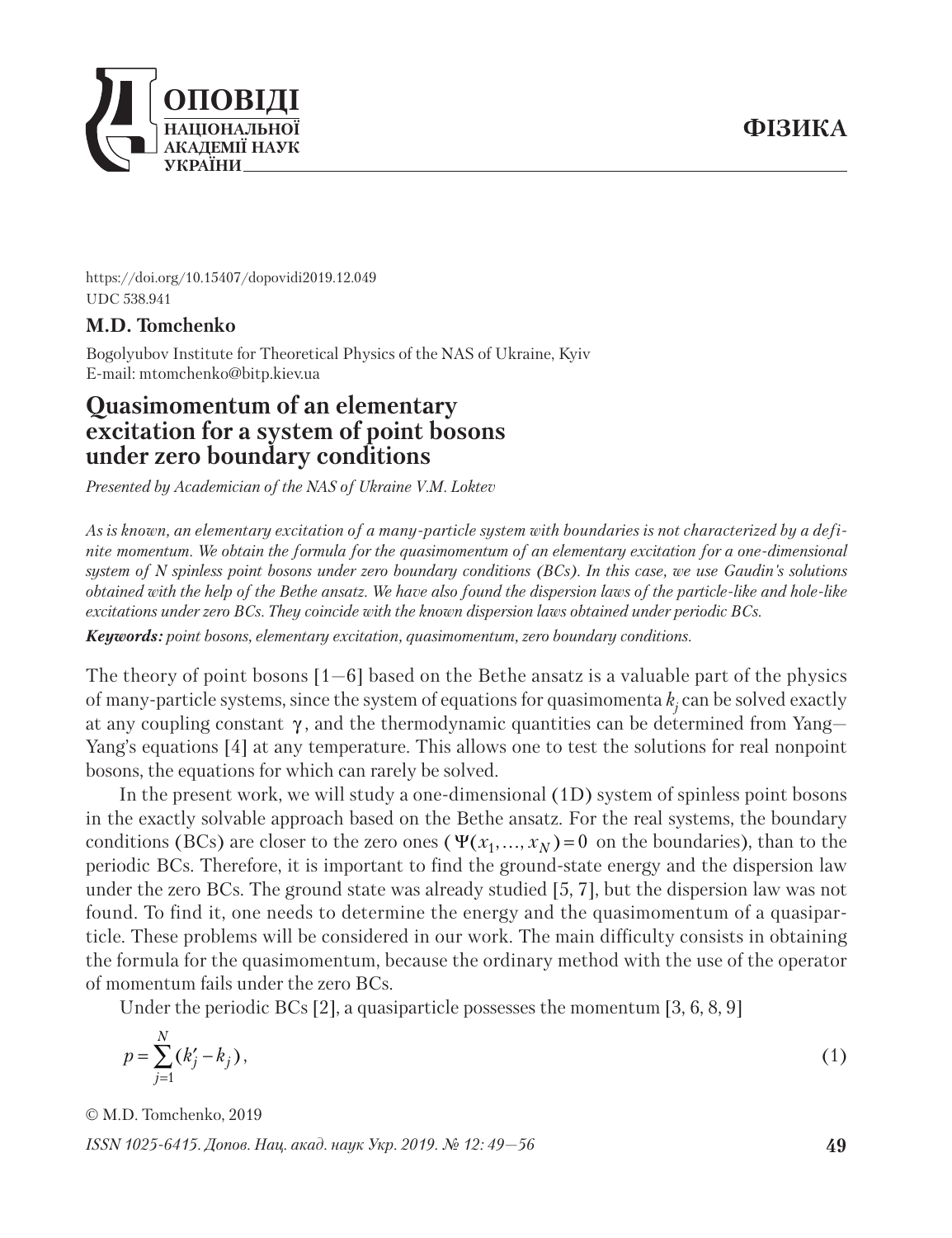https://doi.org/10.15407/dopovidi2019.12.049
UDC 538.941

**M.D. Tomchenko**

Bogolyubov Institute for Theoretical Physics of the NAS of Ukraine, Kyiv
E-mail: mtomchenko@bitp.kiev.ua

# Quasimomentum of an elementary excitation for a system of point bosons under zero boundary conditions

*Presented by Academician of the NAS of Ukraine V.M. Loktev*

*As is known, an elementary excitation of a many-particle system with boundaries is not characterized by a definite momentum. We obtain the formula for the quasimomentum of an elementary excitation for a one-dimensional system of N spinless point bosons under zero boundary conditions (BCs). In this case, we use Gaudin's solutions obtained with the help of the Bethe ansatz. We have also found the dispersion laws of the particle-like and hole-like excitations under zero BCs. They coincide with the known dispersion laws obtained under periodic BCs.*

***Keywords:*** *point bosons, elementary excitation, quasimomentum, zero boundary conditions.*

The theory of point bosons [1—6] based on the Bethe ansatz is a valuable part of the physics of many-particle systems, since the system of equations for quasimomenta $k_j$ can be solved exactly at any coupling constant $\gamma$, and the thermodynamic quantities can be determined from Yang—Yang's equations [4] at any temperature. This allows one to test the solutions for real nonpoint bosons, the equations for which can rarely be solved.

In the present work, we will study a one-dimensional (1D) system of spinless point bosons in the exactly solvable approach based on the Bethe ansatz. For the real systems, the boundary conditions (BCs) are closer to the zero ones ($\Psi(x_1, \ldots, x_N) = 0$ on the boundaries), than to the periodic BCs. Therefore, it is important to find the ground-state energy and the dispersion law under the zero BCs. The ground state was already studied [5, 7], but the dispersion law was not found. To find it, one needs to determine the energy and the quasimomentum of a quasiparticle. These problems will be considered in our work. The main difficulty consists in obtaining the formula for the quasimomentum, because the ordinary method with the use of the operator of momentum fails under the zero BCs.

Under the periodic BCs [2], a quasiparticle possesses the momentum [3, 6, 8, 9]

$$p = \sum_{j=1}^{N} (k'_j - k_j), \tag{1}$$

© M.D. Tomchenko, 2019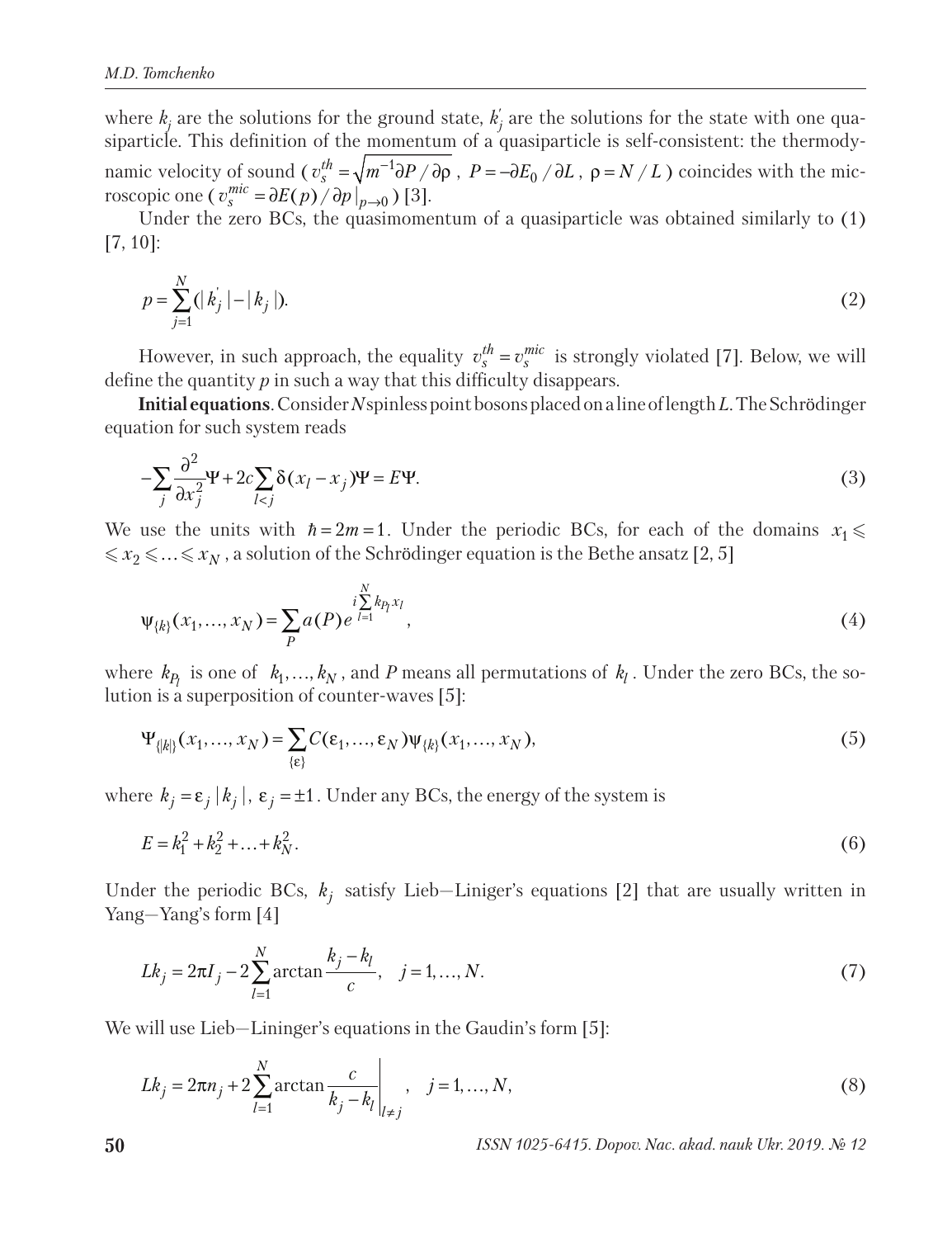where $k_j$ are the solutions for the ground state, $k_j^{'}$ are the solutions for the state with one quasiparticle. This definition of the momentum of a quasiparticle is self-consistent: the thermodynamic velocity of sound ( $v_s^{th} = \sqrt{m^{-1}\partial P / \partial \rho}$ , $P = -\partial E_0 / \partial L$ , $\rho = N / L$ ) coincides with the microscopic one ( $v_s^{mic} = \partial E(p) / \partial p |_{p \to 0}$ ) [3].

Under the zero BCs, the quasimomentum of a quasiparticle was obtained similarly to (1) [7, 10]:

$$p = \sum_{j=1}^{N} (|k_j^{'}| - |k_j|). \tag{2}$$

However, in such approach, the equality $v_s^{th} = v_s^{mic}$ is strongly violated [7]. Below, we will define the quantity $p$ in such a way that this difficulty disappears.

**Initial equations**. Consider $N$ spinless point bosons placed on a line of length $L$. The Schrödinger equation for such system reads

$$-\sum_j \frac{\partial^2}{\partial x_j^2} \Psi + 2c \sum_{l<j} \delta(x_l - x_j) \Psi = E \Psi. \tag{3}$$

We use the units with $\hbar = 2m = 1$. Under the periodic BCs, for each of the domains $x_1 \leqslant \leqslant x_2 \leqslant \ldots \leqslant x_N$ , a solution of the Schrödinger equation is the Bethe ansatz [2, 5]

$$\psi_{\{k\}}(x_1, \ldots, x_N) = \sum_P a(P) e^{i \sum_{l=1}^{N} k_{P_l} x_l}, \tag{4}$$

where $k_{P_l}$ is one of $k_1, \ldots, k_N$ , and $P$ means all permutations of $k_l$ . Under the zero BCs, the solution is a superposition of counter-waves [5]:

$$\Psi_{\{|k|\}}(x_1, \ldots, x_N) = \sum_{\{\varepsilon\}} C(\varepsilon_1, \ldots, \varepsilon_N) \psi_{\{k\}}(x_1, \ldots, x_N), \tag{5}$$

where $k_j = \varepsilon_j |k_j|$, $\varepsilon_j = \pm 1$ . Under any BCs, the energy of the system is

$$E = k_1^2 + k_2^2 + \ldots + k_N^2. \tag{6}$$

Under the periodic BCs, $k_j$ satisfy Lieb—Liniger's equations [2] that are usually written in Yang—Yang's form [4]

$$L k_j = 2\pi I_j - 2 \sum_{l=1}^{N} \arctan \frac{k_j - k_l}{c}, \quad j = 1, \ldots, N. \tag{7}$$

We will use Lieb—Lininger's equations in the Gaudin's form [5]:

$$L k_j = 2\pi n_j + 2 \sum_{l=1}^{N} \arctan \frac{c}{k_j - k_l} \Bigg|_{l \neq j}, \quad j = 1, \ldots, N, \tag{8}$$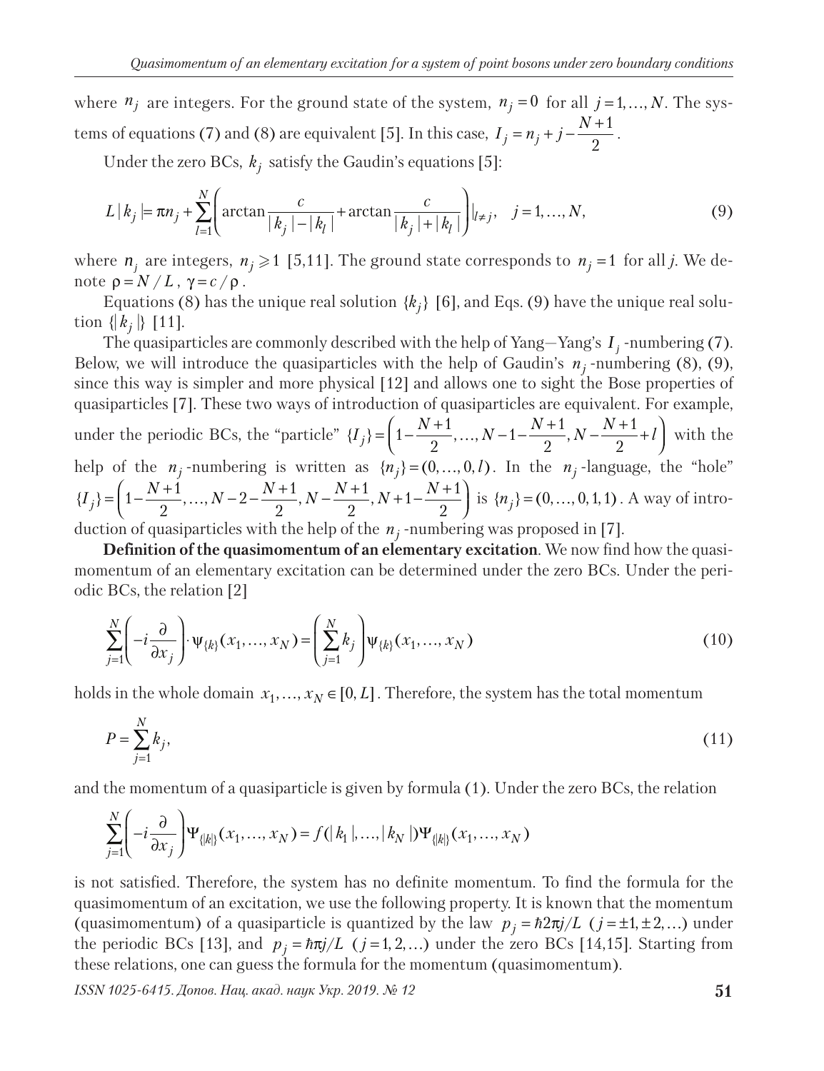where $n_j$ are integers. For the ground state of the system, $n_j = 0$ for all $j = 1, \ldots, N$. The systems of equations (7) and (8) are equivalent [5]. In this case, $I_j = n_j + j - \frac{N+1}{2}$.

Under the zero BCs, $k_j$ satisfy the Gaudin's equations [5]:

$$L|k_j| = \pi n_j + \sum_{l=1}^{N} \left( \arctan \frac{c}{|k_j| - |k_l|} + \arctan \frac{c}{|k_j| + |k_l|} \right)\Big|_{l \neq j}, \quad j = 1, \ldots, N, \tag{9}$$

where $n_j$ are integers, $n_j \geqslant 1$ [5,11]. The ground state corresponds to $n_j = 1$ for all $j$. We denote $\rho = N / L$, $\gamma = c / \rho$.

Equations (8) has the unique real solution $\{k_j\}$ [6], and Eqs. (9) have the unique real solution $\{|k_j|\}$ [11].

The quasiparticles are commonly described with the help of Yang—Yang's $I_j$-numbering (7). Below, we will introduce the quasiparticles with the help of Gaudin's $n_j$-numbering (8), (9), since this way is simpler and more physical [12] and allows one to sight the Bose properties of quasiparticles [7]. These two ways of introduction of quasiparticles are equivalent. For example, under the periodic BCs, the "particle" $\{I_j\} = \left(1 - \frac{N+1}{2}, \ldots, N-1-\frac{N+1}{2}, N - \frac{N+1}{2} + l\right)$ with the help of the $n_j$-numbering is written as $\{n_j\} = (0, \ldots, 0, l)$. In the $n_j$-language, the "hole" $\{I_j\} = \left(1 - \frac{N+1}{2}, \ldots, N-2-\frac{N+1}{2}, N - \frac{N+1}{2}, N+1-\frac{N+1}{2}\right)$ is $\{n_j\} = (0, \ldots, 0, 1, 1)$. A way of introduction of quasiparticles with the help of the $n_j$-numbering was proposed in [7].

**Definition of the quasimomentum of an elementary excitation**. We now find how the quasimomentum of an elementary excitation can be determined under the zero BCs. Under the periodic BCs, the relation [2]

$$\sum_{j=1}^{N} \left( -i \frac{\partial}{\partial x_j} \right) \cdot \psi_{\{k\}}(x_1, \ldots, x_N) = \left( \sum_{j=1}^{N} k_j \right) \psi_{\{k\}}(x_1, \ldots, x_N) \tag{10}$$

holds in the whole domain $x_1, \ldots, x_N \in [0, L]$. Therefore, the system has the total momentum

$$P = \sum_{j=1}^{N} k_j, \tag{11}$$

and the momentum of a quasiparticle is given by formula (1). Under the zero BCs, the relation

$$\sum_{j=1}^{N} \left( -i \frac{\partial}{\partial x_j} \right) \Psi_{\{|k|\}}(x_1, \ldots, x_N) = f(|k_1|, \ldots, |k_N|) \Psi_{\{|k|\}}(x_1, \ldots, x_N)$$

is not satisfied. Therefore, the system has no definite momentum. To find the formula for the quasimomentum of an excitation, we use the following property. It is known that the momentum (quasimomentum) of a quasiparticle is quantized by the law $p_j = \hbar 2\pi j / L$ $(j = \pm 1, \pm 2, \ldots)$ under the periodic BCs [13], and $p_j = \hbar \pi j / L$ $(j = 1, 2, \ldots)$ under the zero BCs [14,15]. Starting from these relations, one can guess the formula for the momentum (quasimomentum).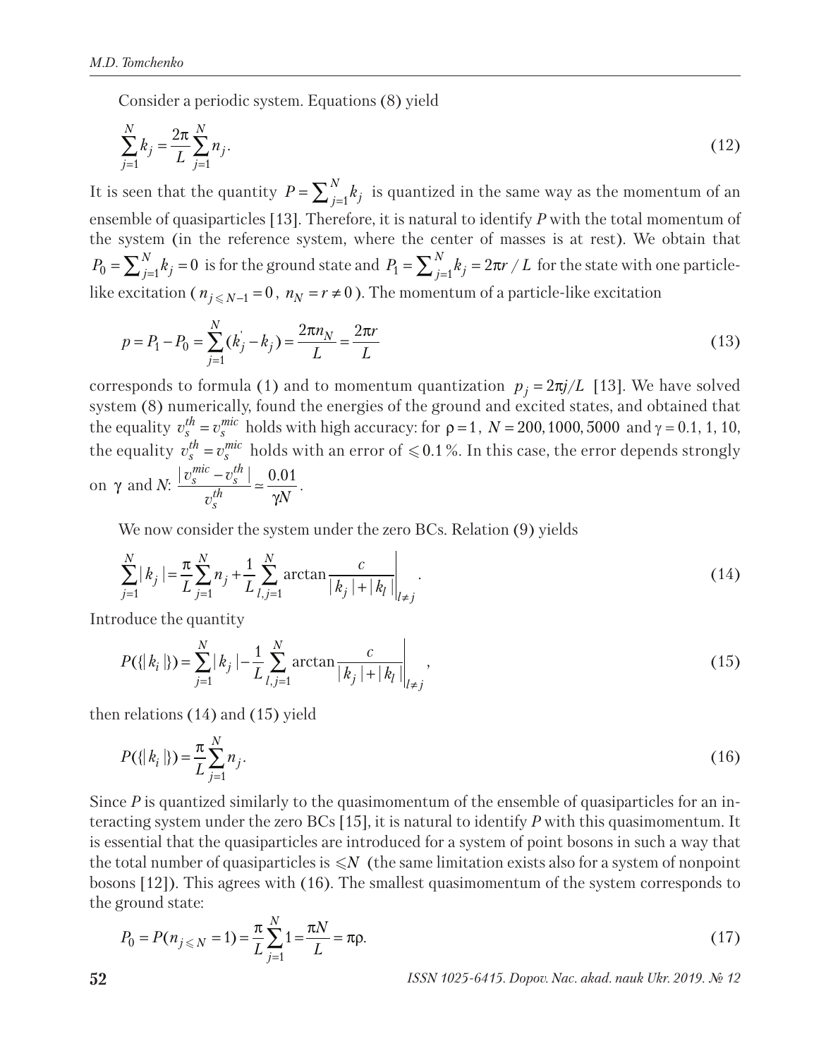Consider a periodic system. Equations (8) yield

$$\sum_{j=1}^{N} k_j = \frac{2\pi}{L} \sum_{j=1}^{N} n_j. \tag{12}$$

It is seen that the quantity $P = \sum_{j=1}^{N} k_j$ is quantized in the same way as the momentum of an ensemble of quasiparticles [13]. Therefore, it is natural to identify $P$ with the total momentum of the system (in the reference system, where the center of masses is at rest). We obtain that $P_0 = \sum_{j=1}^{N} k_j = 0$ is for the ground state and $P_1 = \sum_{j=1}^{N} k_j = 2\pi r / L$ for the state with one particle-like excitation ($n_{j \leqslant N-1} = 0$, $n_N = r \neq 0$). The momentum of a particle-like excitation

$$p = P_1 - P_0 = \sum_{j=1}^{N} (k_j^{'} - k_j) = \frac{2\pi n_N}{L} = \frac{2\pi r}{L} \tag{13}$$

corresponds to formula (1) and to momentum quantization $p_j = 2\pi j / L$ [13]. We have solved system (8) numerically, found the energies of the ground and excited states, and obtained that the equality $v_s^{th} = v_s^{mic}$ holds with high accuracy: for $\rho = 1$, $N = 200, 1000, 5000$ and $\gamma = 0.1, 1, 10$, the equality $v_s^{th} = v_s^{mic}$ holds with an error of $\leqslant 0.1\,\%$. In this case, the error depends strongly on $\gamma$ and $N$: $\frac{|v_s^{mic} - v_s^{th}|}{v_s^{th}} \simeq \frac{0.01}{\gamma N}$.

We now consider the system under the zero BCs. Relation (9) yields

$$\sum_{j=1}^{N} |k_j| = \frac{\pi}{L} \sum_{j=1}^{N} n_j + \frac{1}{L} \sum_{l,j=1}^{N} \arctan \frac{c}{|k_j| + |k_l|} \Bigg|_{l \neq j}. \tag{14}$$

Introduce the quantity

$$P(\{|k_i|\}) = \sum_{j=1}^{N} |k_j| - \frac{1}{L} \sum_{l,j=1}^{N} \arctan \frac{c}{|k_j| + |k_l|} \Bigg|_{l \neq j}, \tag{15}$$

then relations (14) and (15) yield

$$P(\{|k_i|\}) = \frac{\pi}{L} \sum_{j=1}^{N} n_j. \tag{16}$$

Since $P$ is quantized similarly to the quasimomentum of the ensemble of quasiparticles for an interacting system under the zero BCs [15], it is natural to identify $P$ with this quasimomentum. It is essential that the quasiparticles are introduced for a system of point bosons in such a way that the total number of quasiparticles is $\leqslant N$ (the same limitation exists also for a system of nonpoint bosons [12]). This agrees with (16). The smallest quasimomentum of the system corresponds to the ground state:

$$P_0 = P(n_{j \leqslant N} = 1) = \frac{\pi}{L} \sum_{j=1}^{N} 1 = \frac{\pi N}{L} = \pi\rho. \tag{17}$$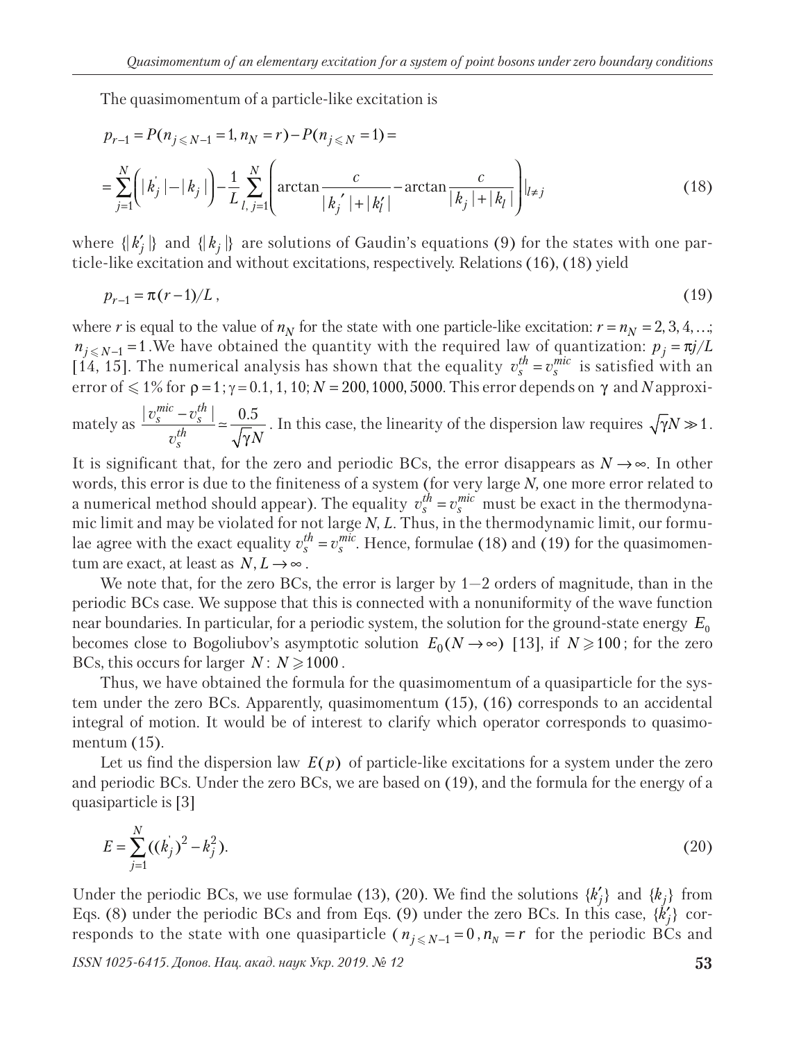The quasimomentum of a particle-like excitation is

$$p_{r-1} = P(n_{j \leqslant N-1} = 1, n_N = r) - P(n_{j \leqslant N} = 1) =$$

$$= \sum_{j=1}^{N} \left( |k_j^{'}| - |k_j| \right) - \frac{1}{L} \sum_{l,\, j=1}^{N} \left( \arctan \frac{c}{|k_j^{'}| + |k_l^{\prime}|} - \arctan \frac{c}{|k_j| + |k_l|} \right) \Big|_{l \neq j} \tag{18}$$

where $\{|k_j^{\prime}|\}$ and $\{|k_j|\}$ are solutions of Gaudin's equations (9) for the states with one particle-like excitation and without excitations, respectively. Relations (16), (18) yield

$$p_{r-1} = \pi (r-1)/L\,, \tag{19}$$

where $r$ is equal to the value of $n_N$ for the state with one particle-like excitation: $r = n_N = 2, 3, 4, \ldots$; $n_{j \leqslant N-1} = 1$. We have obtained the quantity with the required law of quantization: $p_j = \pi j/L$ [14, 15]. The numerical analysis has shown that the equality $v_s^{th} = v_s^{mic}$ is satisfied with an error of $\leqslant 1\%$ for $\rho = 1$; $\gamma = 0.1, 1, 10$; $N = 200, 1000, 5000$. This error depends on $\gamma$ and $N$ approximately as $\frac{|v_s^{mic} - v_s^{th}|}{v_s^{th}} \simeq \frac{0.5}{\sqrt{\gamma}N}$. In this case, the linearity of the dispersion law requires $\sqrt{\gamma}N \gg 1$. It is significant that, for the zero and periodic BCs, the error disappears as $N \to \infty$. In other words, this error is due to the finiteness of a system (for very large $N$, one more error related to a numerical method should appear). The equality $v_s^{th} = v_s^{mic}$ must be exact in the thermodynamic limit and may be violated for not large $N$, $L$. Thus, in the thermodynamic limit, our formulae agree with the exact equality $v_s^{th} = v_s^{mic}$. Hence, formulae (18) and (19) for the quasimomentum are exact, at least as $N, L \to \infty$.

We note that, for the zero BCs, the error is larger by 1—2 orders of magnitude, than in the periodic BCs case. We suppose that this is connected with a nonuniformity of the wave function near boundaries. In particular, for a periodic system, the solution for the ground-state energy $E_0$ becomes close to Bogoliubov's asymptotic solution $E_0(N \to \infty)$ [13], if $N \geqslant 100$; for the zero BCs, this occurs for larger $N$: $N \geqslant 1000$.

Thus, we have obtained the formula for the quasimomentum of a quasiparticle for the system under the zero BCs. Apparently, quasimomentum (15), (16) corresponds to an accidental integral of motion. It would be of interest to clarify which operator corresponds to quasimomentum (15).

Let us find the dispersion law $E(p)$ of particle-like excitations for a system under the zero and periodic BCs. Under the zero BCs, we are based on (19), and the formula for the energy of a quasiparticle is [3]

$$E = \sum_{j=1}^{N} ((k_j^{'})^2 - k_j^2). \tag{20}$$

Under the periodic BCs, we use formulae (13), (20). We find the solutions $\{k_j^{\prime}\}$ and $\{k_j\}$ from Eqs. (8) under the periodic BCs and from Eqs. (9) under the zero BCs. In this case, $\{k_j^{\prime}\}$ corresponds to the state with one quasiparticle ( $n_{j \leqslant N-1} = 0$, $n_N = r$ for the periodic BCs and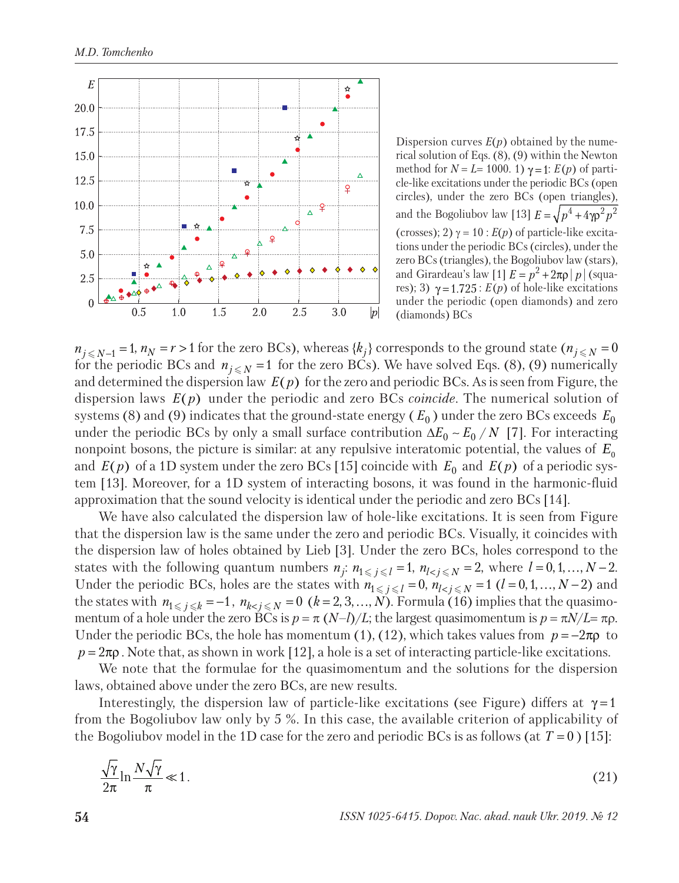Dispersion curves $E(p)$ obtained by the numerical solution of Eqs. (8), (9) within the Newton method for $N = L = 1000$. 1) $\gamma = 1$: $E(p)$ of particle-like excitations under the periodic BCs (open circles), under the zero BCs (open triangles), and the Bogoliubov law [13] $E = \sqrt{p^4 + 4\gamma\rho^2 p^2}$ (crosses); 2) $\gamma = 10$ : $E(p)$ of particle-like excitations under the periodic BCs (circles), under the zero BCs (triangles), the Bogoliubov law (stars), and Girardeau's law [1] $E = p^2 + 2\pi\rho\,|\,p\,|$ (squares); 3) $\gamma = 1.725$ : $E(p)$ of hole-like excitations under the periodic (open diamonds) and zero (diamonds) BCs

$n_{j\leqslant N-1} = 1$, $n_N = r > 1$ for the zero BCs), whereas $\{k_j\}$ corresponds to the ground state ($n_{j\leqslant N} = 0$ for the periodic BCs and $n_{j\leqslant N} = 1$ for the zero BCs). We have solved Eqs. (8), (9) numerically and determined the dispersion law $E(p)$ for the zero and periodic BCs. As is seen from Figure, the dispersion laws $E(p)$ under the periodic and zero BCs *coincide*. The numerical solution of systems (8) and (9) indicates that the ground-state energy ($E_0$) under the zero BCs exceeds $E_0$ under the periodic BCs by only a small surface contribution $\Delta E_0 \sim E_0/N$ [7]. For interacting nonpoint bosons, the picture is similar: at any repulsive interatomic potential, the values of $E_0$ and $E(p)$ of a 1D system under the zero BCs [15] coincide with $E_0$ and $E(p)$ of a periodic system [13]. Moreover, for a 1D system of interacting bosons, it was found in the harmonic-fluid approximation that the sound velocity is identical under the periodic and zero BCs [14].

We have also calculated the dispersion law of hole-like excitations. It is seen from Figure that the dispersion law is the same under the zero and periodic BCs. Visually, it coincides with the dispersion law of holes obtained by Lieb [3]. Under the zero BCs, holes correspond to the states with the following quantum numbers $n_j$: $n_{1\leqslant j\leqslant l} = 1$, $n_{l<j\leqslant N} = 2$, where $l = 0, 1, \ldots, N-2$. Under the periodic BCs, holes are the states with $n_{1\leqslant j\leqslant l} = 0$, $n_{l<j\leqslant N} = 1$ ($l = 0, 1, \ldots, N-2$) and the states with $n_{1\leqslant j\leqslant k} = -1$, $n_{k<j\leqslant N} = 0$ ($k = 2, 3, \ldots, N$). Formula (16) implies that the quasimomentum of a hole under the zero BCs is $p = \pi\,(N-l)/L$; the largest quasimomentum is $p = \pi N/L = \pi\rho$. Under the periodic BCs, the hole has momentum (1), (12), which takes values from $p = -2\pi\rho$ to $p = 2\pi\rho$. Note that, as shown in work [12], a hole is a set of interacting particle-like excitations.

We note that the formulae for the quasimomentum and the solutions for the dispersion laws, obtained above under the zero BCs, are new results.

Interestingly, the dispersion law of particle-like excitations (see Figure) differs at $\gamma = 1$ from the Bogoliubov law only by 5 %. In this case, the available criterion of applicability of the Bogoliubov model in the 1D case for the zero and periodic BCs is as follows (at $T = 0$) [15]:

$$\frac{\sqrt{\gamma}}{2\pi}\ln\frac{N\sqrt{\gamma}}{\pi} \ll 1. \tag{21}$$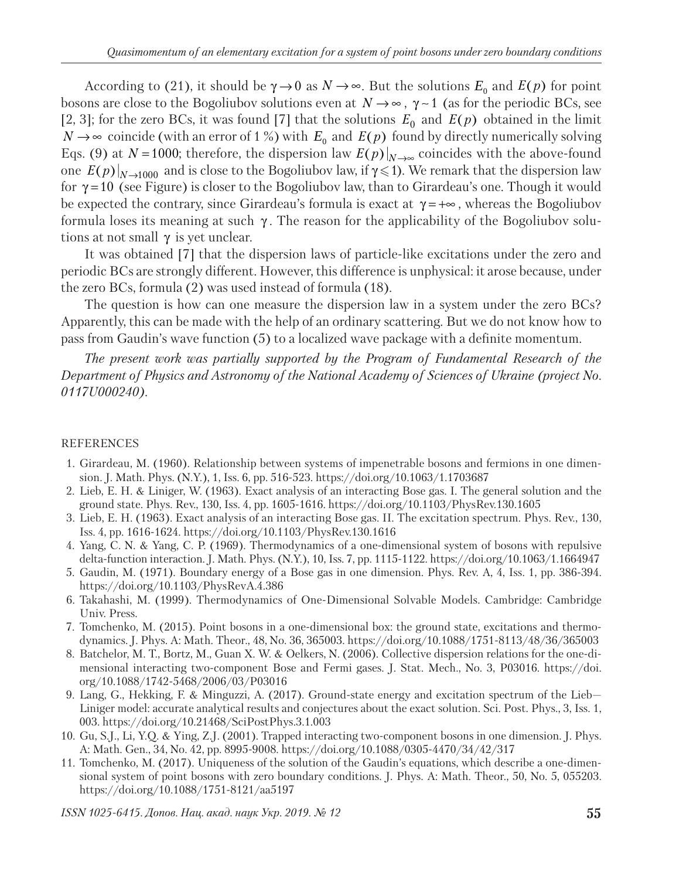According to (21), it should be $\gamma \to 0$ as $N \to \infty$. But the solutions $E_0$ and $E(p)$ for point bosons are close to the Bogoliubov solutions even at $N \to \infty$, $\gamma \sim 1$ (as for the periodic BCs, see [2, 3]; for the zero BCs, it was found [7] that the solutions $E_0$ and $E(p)$ obtained in the limit $N \to \infty$ coincide (with an error of 1 %) with $E_0$ and $E(p)$ found by directly numerically solving Eqs. (9) at $N = 1000$; therefore, the dispersion law $E(p)|_{N\to\infty}$ coincides with the above-found one $E(p)|_{N\to 1000}$ and is close to the Bogoliubov law, if $\gamma \leqslant 1$). We remark that the dispersion law for $\gamma = 10$ (see Figure) is closer to the Bogoliubov law, than to Girardeau's one. Though it would be expected the contrary, since Girardeau's formula is exact at $\gamma = +\infty$, whereas the Bogoliubov formula loses its meaning at such $\gamma$. The reason for the applicability of the Bogoliubov solutions at not small $\gamma$ is yet unclear.

It was obtained [7] that the dispersion laws of particle-like excitations under the zero and periodic BCs are strongly different. However, this difference is unphysical: it arose because, under the zero BCs, formula (2) was used instead of formula (18).

The question is how can one measure the dispersion law in a system under the zero BCs? Apparently, this can be made with the help of an ordinary scattering. But we do not know how to pass from Gaudin's wave function (5) to a localized wave package with a definite momentum.

*The present work was partially supported by the Program of Fundamental Research of the Department of Physics and Astronomy of the National Academy of Sciences of Ukraine (project No. 0117U000240).*

REFERENCES

1. Girardeau, M. (1960). Relationship between systems of impenetrable bosons and fermions in one dimension. J. Math. Phys. (N.Y.), 1, Iss. 6, pp. 516-523. https://doi.org/10.1063/1.1703687
2. Lieb, E. H. & Liniger, W. (1963). Exact analysis of an interacting Bose gas. I. The general solution and the ground state. Phys. Rev., 130, Iss. 4, pp. 1605-1616. https://doi.org/10.1103/PhysRev.130.1605
3. Lieb, E. H. (1963). Exact analysis of an interacting Bose gas. II. The excitation spectrum. Phys. Rev., 130, Iss. 4, pp. 1616-1624. https://doi.org/10.1103/PhysRev.130.1616
4. Yang, C. N. & Yang, C. P. (1969). Thermodynamics of a one-dimensional system of bosons with repulsive delta-function interaction. J. Math. Phys. (N.Y.), 10, Iss. 7, pp. 1115-1122. https://doi.org/10.1063/1.1664947
5. Gaudin, M. (1971). Boundary energy of a Bose gas in one dimension. Phys. Rev. A, 4, Iss. 1, pp. 386-394. https://doi.org/10.1103/PhysRevA.4.386
6. Takahashi, M. (1999). Thermodynamics of One-Dimensional Solvable Models. Cambridge: Cambridge Univ. Press.
7. Tomchenko, M. (2015). Point bosons in a one-dimensional box: the ground state, excitations and thermodynamics. J. Phys. A: Math. Theor., 48, No. 36, 365003. https://doi.org/10.1088/1751-8113/48/36/365003
8. Batchelor, M. T., Bortz, M., Guan X. W. & Oelkers, N. (2006). Collective dispersion relations for the one-dimensional interacting two-component Bose and Fermi gases. J. Stat. Mech., No. 3, P03016. https://doi.org/10.1088/1742-5468/2006/03/P03016
9. Lang, G., Hekking, F. & Minguzzi, A. (2017). Ground-state energy and excitation spectrum of the Lieb—Liniger model: accurate analytical results and conjectures about the exact solution. Sci. Post. Phys., 3, Iss. 1, 003. https://doi.org/10.21468/SciPostPhys.3.1.003
10. Gu, S.J., Li, Y.Q. & Ying, Z.J. (2001). Trapped interacting two-component bosons in one dimension. J. Phys. A: Math. Gen., 34, No. 42, pp. 8995-9008. https://doi.org/10.1088/0305-4470/34/42/317
11. Tomchenko, M. (2017). Uniqueness of the solution of the Gaudin's equations, which describe a one-dimensional system of point bosons with zero boundary conditions. J. Phys. A: Math. Theor., 50, No. 5, 055203. https://doi.org/10.1088/1751-8121/aa5197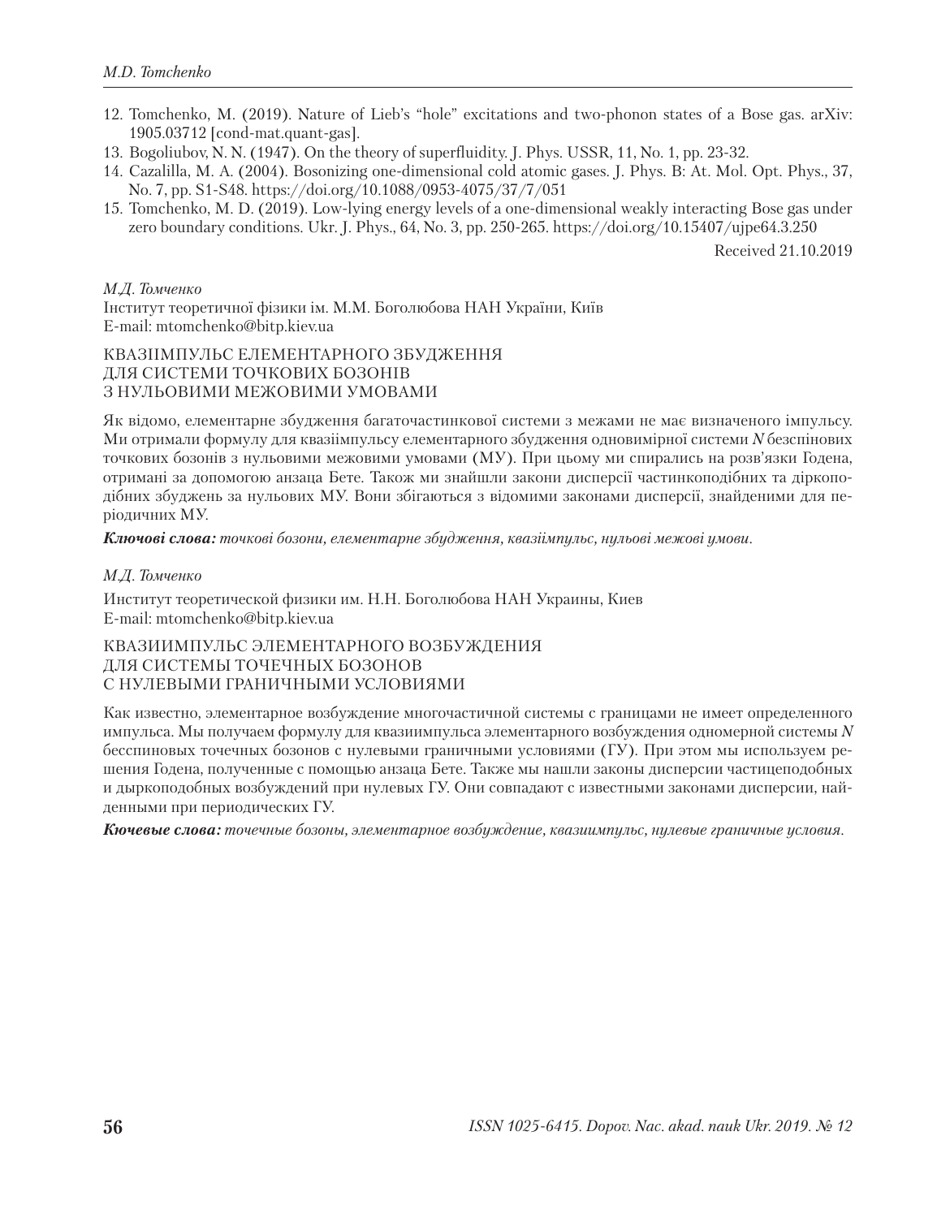12. Tomchenko, M. (2019). Nature of Lieb's "hole" excitations and two-phonon states of a Bose gas. arXiv: 1905.03712 [cond-mat.quant-gas].
13. Bogoliubov, N. N. (1947). On the theory of superfluidity. J. Phys. USSR, 11, No. 1, pp. 23-32.
14. Cazalilla, M. A. (2004). Bosonizing one-dimensional cold atomic gases. J. Phys. B: At. Mol. Opt. Phys., 37, No. 7, pp. S1-S48. https://doi.org/10.1088/0953-4075/37/7/051
15. Tomchenko, M. D. (2019). Low-lying energy levels of a one-dimensional weakly interacting Bose gas under zero boundary conditions. Ukr. J. Phys., 64, No. 3, pp. 250-265. https://doi.org/10.15407/ujpe64.3.250

Received 21.10.2019

*М.Д. Томченко*

Інститут теоретичної фізики ім. М.М. Боголюбова НАН України, Київ
E-mail: mtomchenko@bitp.kiev.ua

## КВАЗІІМПУЛЬС ЕЛЕМЕНТАРНОГО ЗБУДЖЕННЯ ДЛЯ СИСТЕМИ ТОЧКОВИХ БОЗОНІВ З НУЛЬОВИМИ МЕЖОВИМИ УМОВАМИ

Як відомо, елементарне збудження багаточастинкової системи з межами не має визначеного імпульсу. Ми отримали формулу для квазіімпульсу елементарного збудження одновимірної системи $N$ безспінових точкових бозонів з нульовими межовими умовами (МУ). При цьому ми спирались на розв'язки Годена, отримані за допомогою анзаца Бете. Також ми знайшли закони дисперсії частинкоподібних та діркоподібних збуджень за нульових МУ. Вони збігаються з відомими законами дисперсії, знайденими для періодичних МУ.

***Ключові слова:*** *точкові бозони, елементарне збудження, квазіімпульс, нульові межові умови.*

*М.Д. Томченко*

Институт теоретической физики им. Н.Н. Боголюбова НАН Украины, Киев
E-mail: mtomchenko@bitp.kiev.ua

## КВАЗИИМПУЛЬС ЭЛЕМЕНТАРНОГО ВОЗБУЖДЕНИЯ ДЛЯ СИСТЕМЫ ТОЧЕЧНЫХ БОЗОНОВ С НУЛЕВЫМИ ГРАНИЧНЫМИ УСЛОВИЯМИ

Как известно, элементарное возбуждение многочастичной системы с границами не имеет определенного импульса. Мы получаем формулу для квазиимпульса элементарного возбуждения одномерной системы $N$ бесспиновых точечных бозонов с нулевыми граничными условиями (ГУ). При этом мы используем решения Годена, полученные с помощью анзаца Бете. Также мы нашли законы дисперсии частицеподобных и дыркоподобных возбуждений при нулевых ГУ. Они совпадают с известными законами дисперсии, найденными при периодических ГУ.

***Кючевые слова:*** *точечные бозоны, элементарное возбуждение, квазиимпульс, нулевые граничные условия.*